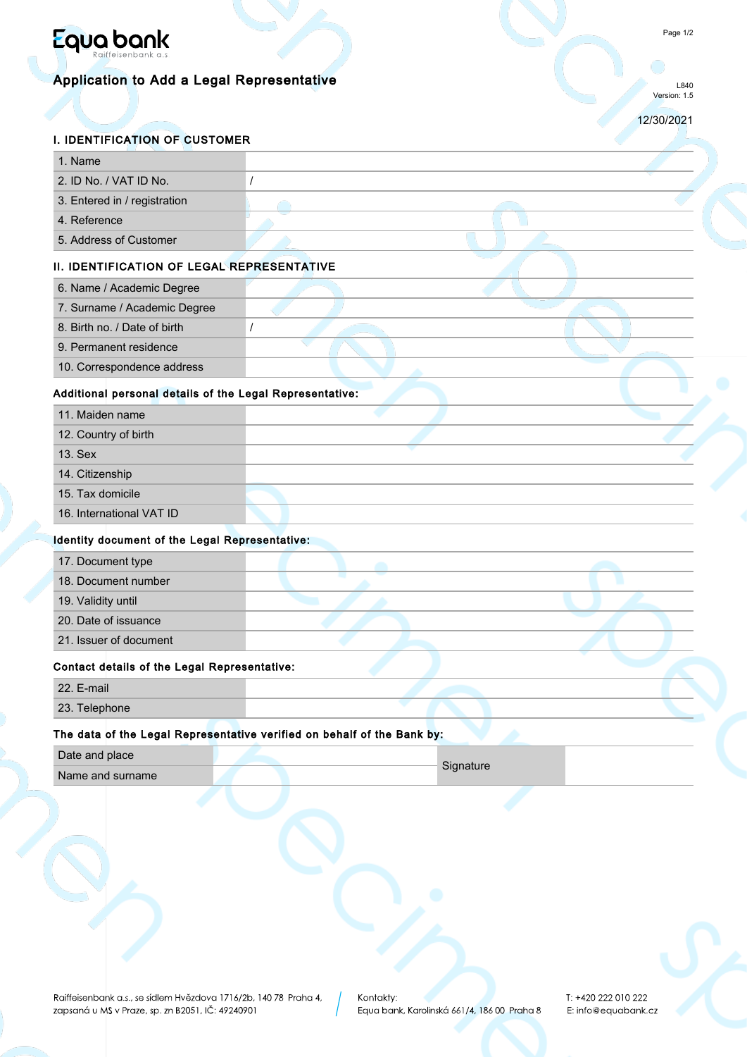Equa bank
Raiffeisenbank a.s

# Application to Add a Legal Representative

L840
Version: 1.5

12/30/2021

## I. IDENTIFICATION OF CUSTOMER

| | |
|---|---|
| 1. Name | |
| 2. ID No. / VAT ID No. | / |
| 3. Entered in / registration | |
| 4. Reference | |
| 5. Address of Customer | |

## II. IDENTIFICATION OF LEGAL REPRESENTATIVE

| | |
|---|---|
| 6. Name / Academic Degree | |
| 7. Surname / Academic Degree | |
| 8. Birth no. / Date of birth | / |
| 9. Permanent residence | |
| 10. Correspondence address | |

**Additional personal details of the Legal Representative:**

| | |
|---|---|
| 11. Maiden name | |
| 12. Country of birth | |
| 13. Sex | |
| 14. Citizenship | |
| 15. Tax domicile | |
| 16. International VAT ID | |

**Identity document of the Legal Representative:**

| | |
|---|---|
| 17. Document type | |
| 18. Document number | |
| 19. Validity until | |
| 20. Date of issuance | |
| 21. Issuer of document | |

**Contact details of the Legal Representative:**

| | |
|---|---|
| 22. E-mail | |
| 23. Telephone | |

**The data of the Legal Representative verified on behalf of the Bank by:**

| | | | |
|---|---|---|---|
| Date and place | | Signature | |
| Name and surname | | | |

Raiffeisenbank a.s., se sídlem Hvězdova 1716/2b, 140 78 Praha 4, zapsaná u MS v Praze, sp. zn B2051, IČ: 49240901

Kontakty:
Equa bank, Karolinská 661/4, 186 00 Praha 8

T: +420 222 010 222
E: info@equabank.cz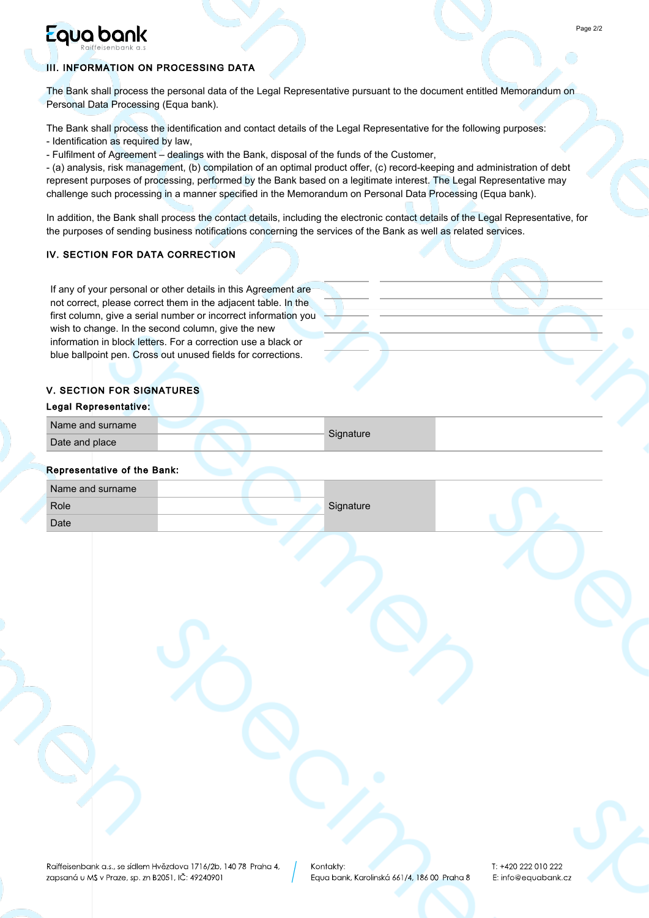## III. INFORMATION ON PROCESSING DATA

The Bank shall process the personal data of the Legal Representative pursuant to the document entitled Memorandum on Personal Data Processing (Equa bank).

The Bank shall process the identification and contact details of the Legal Representative for the following purposes:
- Identification as required by law,
- Fulfilment of Agreement – dealings with the Bank, disposal of the funds of the Customer,
- (a) analysis, risk management, (b) compilation of an optimal product offer, (c) record-keeping and administration of debt represent purposes of processing, performed by the Bank based on a legitimate interest. The Legal Representative may challenge such processing in a manner specified in the Memorandum on Personal Data Processing (Equa bank).

In addition, the Bank shall process the contact details, including the electronic contact details of the Legal Representative, for the purposes of sending business notifications concerning the services of the Bank as well as related services.

## IV. SECTION FOR DATA CORRECTION

If any of your personal or other details in this Agreement are not correct, please correct them in the adjacent table. In the first column, give a serial number or incorrect information you wish to change. In the second column, give the new information in block letters. For a correction use a black or blue ballpoint pen. Cross out unused fields for corrections.

| | |
|---|---|
| | |
| | |
| | |
| | |

## V. SECTION FOR SIGNATURES

**Legal Representative:**

| | | | |
|---|---|---|---|
| Name and surname | | Signature | |
| Date and place | | | |

**Representative of the Bank:**

| | | | |
|---|---|---|---|
| Name and surname | | Signature | |
| Role | | | |
| Date | | | |

Raiffeisenbank a.s., se sídlem Hvězdova 1716/2b, 140 78 Praha 4, zapsaná u MS v Praze, sp. zn B2051, IČ: 49240901

Kontakty:
Equa bank, Karolinská 661/4, 186 00 Praha 8

T: +420 222 010 222
E: info@equabank.cz